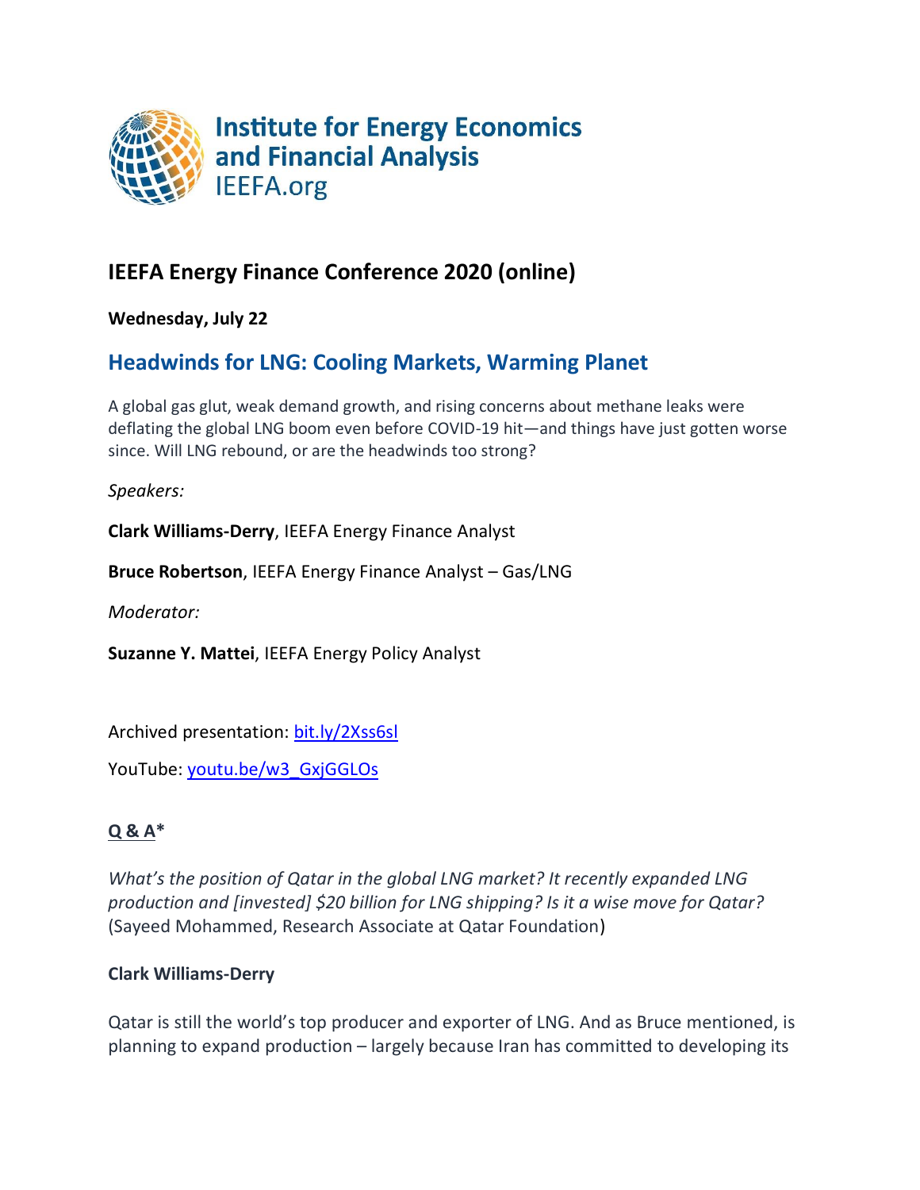Institute for Energy Economics and Financial Analysis
IEEFA.org

## IEEFA Energy Finance Conference 2020 (online)

**Wednesday, July 22**

## Headwinds for LNG: Cooling Markets, Warming Planet

A global gas glut, weak demand growth, and rising concerns about methane leaks were deflating the global LNG boom even before COVID-19 hit—and things have just gotten worse since. Will LNG rebound, or are the headwinds too strong?

*Speakers:*

**Clark Williams-Derry**, IEEFA Energy Finance Analyst

**Bruce Robertson**, IEEFA Energy Finance Analyst – Gas/LNG

*Moderator:*

**Suzanne Y. Mattei**, IEEFA Energy Policy Analyst

Archived presentation: bit.ly/2Xss6sl

YouTube: youtu.be/w3_GxjGGLOs

### Q & A*

*What's the position of Qatar in the global LNG market? It recently expanded LNG production and [invested] $20 billion for LNG shipping? Is it a wise move for Qatar?* (Sayeed Mohammed, Research Associate at Qatar Foundation)

**Clark Williams-Derry**

Qatar is still the world's top producer and exporter of LNG. And as Bruce mentioned, is planning to expand production – largely because Iran has committed to developing its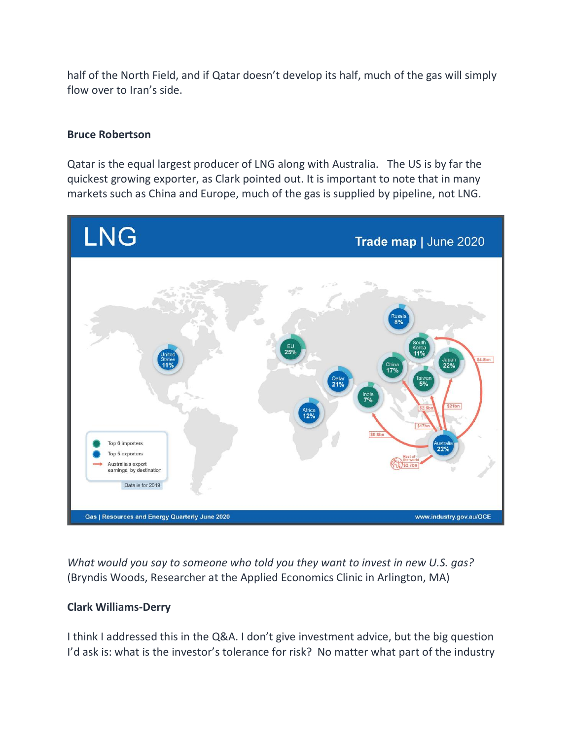half of the North Field, and if Qatar doesn't develop its half, much of the gas will simply flow over to Iran's side.

**Bruce Robertson**

Qatar is the equal largest producer of LNG along with Australia. The US is by far the quickest growing exporter, as Clark pointed out. It is important to note that in many markets such as China and Europe, much of the gas is supplied by pipeline, not LNG.

*What would you say to someone who told you they want to invest in new U.S. gas?* (Bryndis Woods, Researcher at the Applied Economics Clinic in Arlington, MA)

**Clark Williams-Derry**

I think I addressed this in the Q&A. I don't give investment advice, but the big question I'd ask is: what is the investor's tolerance for risk? No matter what part of the industry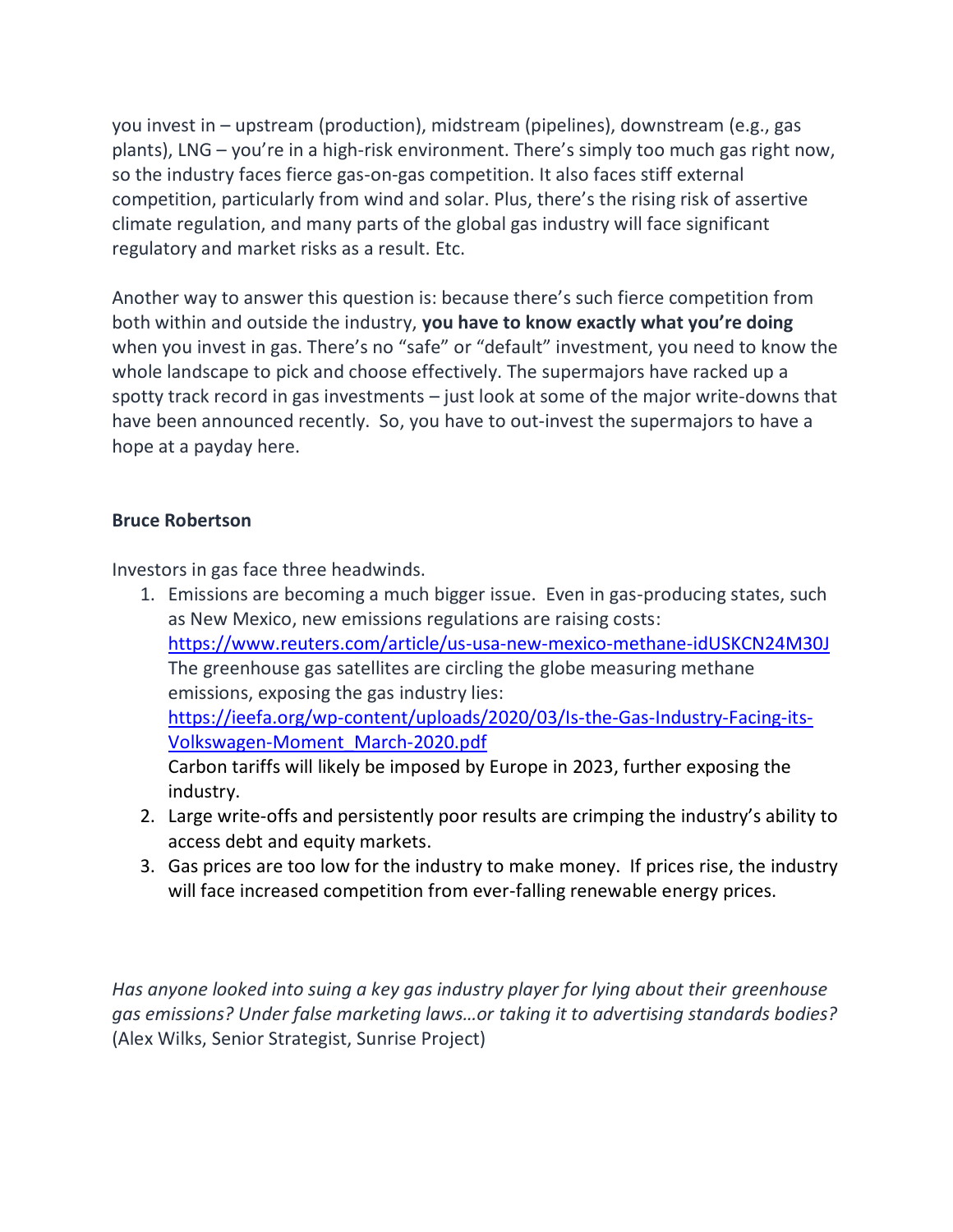you invest in – upstream (production), midstream (pipelines), downstream (e.g., gas plants), LNG – you're in a high-risk environment. There's simply too much gas right now, so the industry faces fierce gas-on-gas competition. It also faces stiff external competition, particularly from wind and solar. Plus, there's the rising risk of assertive climate regulation, and many parts of the global gas industry will face significant regulatory and market risks as a result. Etc.

Another way to answer this question is: because there's such fierce competition from both within and outside the industry, **you have to know exactly what you're doing** when you invest in gas. There's no "safe" or "default" investment, you need to know the whole landscape to pick and choose effectively. The supermajors have racked up a spotty track record in gas investments – just look at some of the major write-downs that have been announced recently. So, you have to out-invest the supermajors to have a hope at a payday here.

**Bruce Robertson**

Investors in gas face three headwinds.

1. Emissions are becoming a much bigger issue. Even in gas-producing states, such as New Mexico, new emissions regulations are raising costs: [https://www.reuters.com/article/us-usa-new-mexico-methane-idUSKCN24M30J](https://www.reuters.com/article/us-usa-new-mexico-methane-idUSKCN24M30J)
   The greenhouse gas satellites are circling the globe measuring methane emissions, exposing the gas industry lies: [https://ieefa.org/wp-content/uploads/2020/03/Is-the-Gas-Industry-Facing-its-Volkswagen-Moment_March-2020.pdf](https://ieefa.org/wp-content/uploads/2020/03/Is-the-Gas-Industry-Facing-its-Volkswagen-Moment_March-2020.pdf)
   Carbon tariffs will likely be imposed by Europe in 2023, further exposing the industry.
2. Large write-offs and persistently poor results are crimping the industry's ability to access debt and equity markets.
3. Gas prices are too low for the industry to make money. If prices rise, the industry will face increased competition from ever-falling renewable energy prices.

*Has anyone looked into suing a key gas industry player for lying about their greenhouse gas emissions? Under false marketing laws…or taking it to advertising standards bodies?* (Alex Wilks, Senior Strategist, Sunrise Project)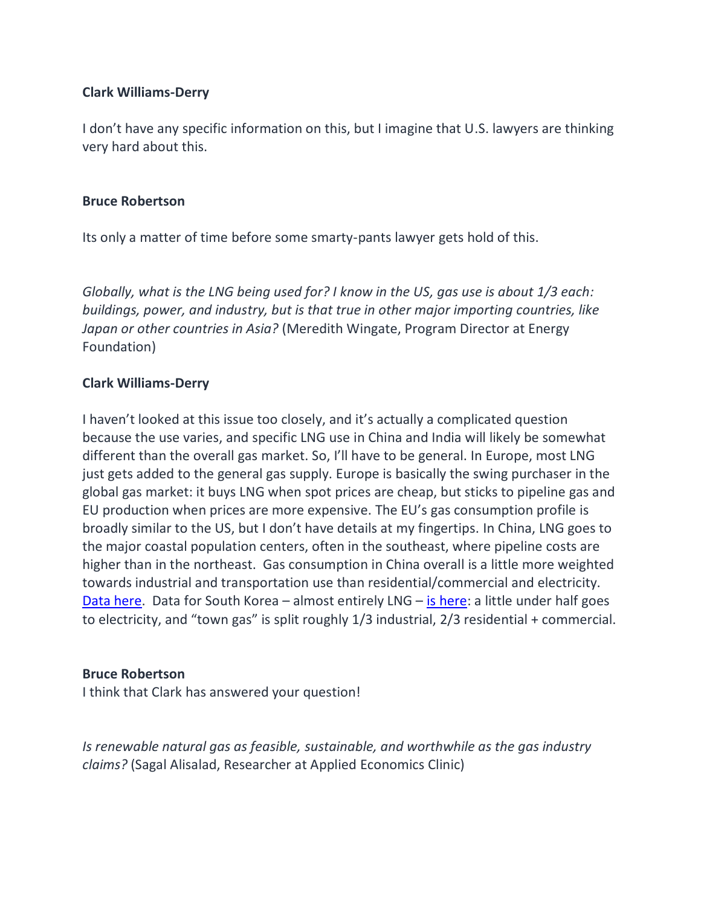**Clark Williams-Derry**

I don't have any specific information on this, but I imagine that U.S. lawyers are thinking very hard about this.

**Bruce Robertson**

Its only a matter of time before some smarty-pants lawyer gets hold of this.

*Globally, what is the LNG being used for? I know in the US, gas use is about 1/3 each: buildings, power, and industry, but is that true in other major importing countries, like Japan or other countries in Asia?* (Meredith Wingate, Program Director at Energy Foundation)

**Clark Williams-Derry**

I haven't looked at this issue too closely, and it's actually a complicated question because the use varies, and specific LNG use in China and India will likely be somewhat different than the overall gas market. So, I'll have to be general. In Europe, most LNG just gets added to the general gas supply. Europe is basically the swing purchaser in the global gas market: it buys LNG when spot prices are cheap, but sticks to pipeline gas and EU production when prices are more expensive. The EU's gas consumption profile is broadly similar to the US, but I don't have details at my fingertips. In China, LNG goes to the major coastal population centers, often in the southeast, where pipeline costs are higher than in the northeast. Gas consumption in China overall is a little more weighted towards industrial and transportation use than residential/commercial and electricity. Data here. Data for South Korea – almost entirely LNG – is here: a little under half goes to electricity, and "town gas" is split roughly 1/3 industrial, 2/3 residential + commercial.

**Bruce Robertson**

I think that Clark has answered your question!

*Is renewable natural gas as feasible, sustainable, and worthwhile as the gas industry claims?* (Sagal Alisalad, Researcher at Applied Economics Clinic)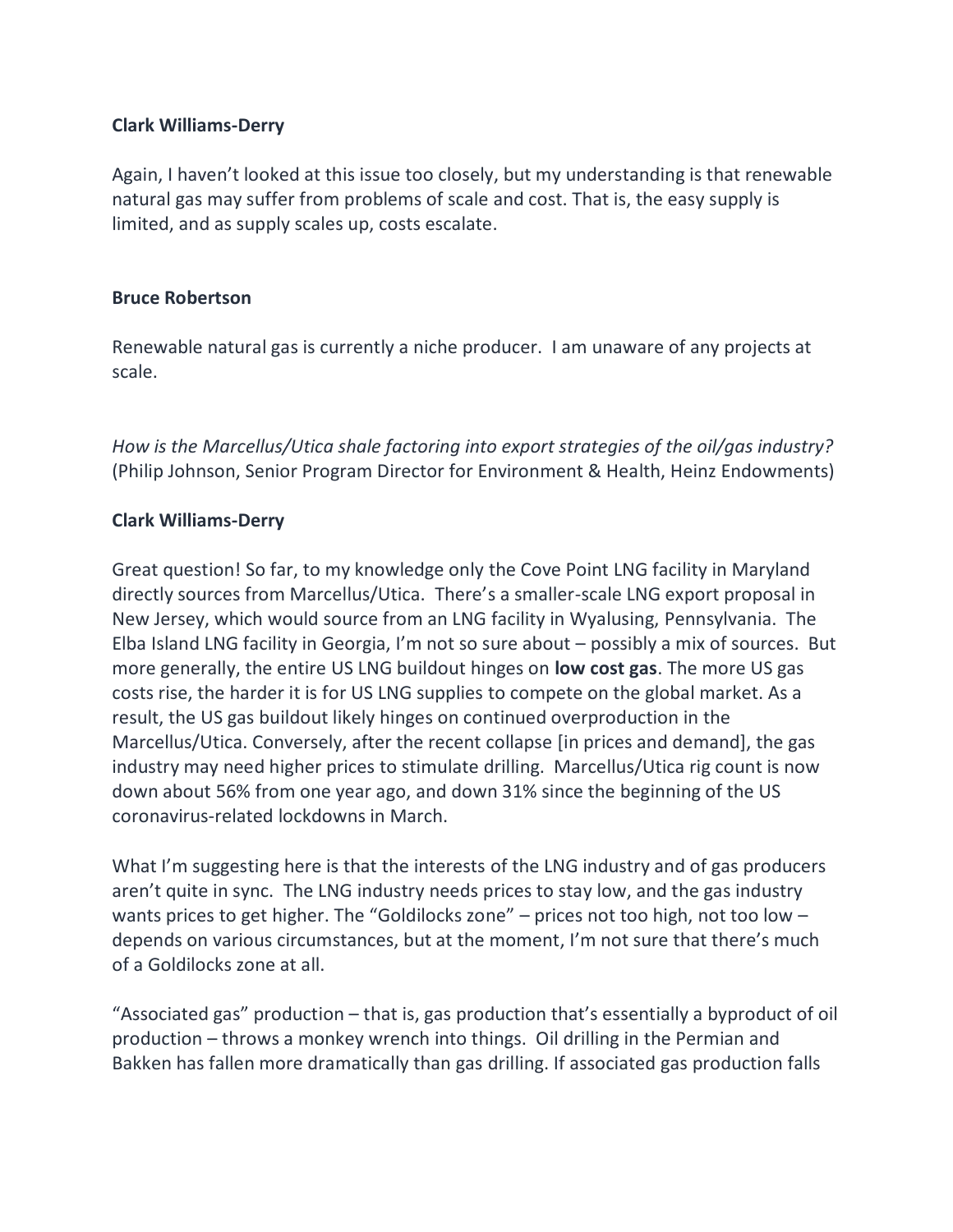**Clark Williams-Derry**

Again, I haven't looked at this issue too closely, but my understanding is that renewable natural gas may suffer from problems of scale and cost. That is, the easy supply is limited, and as supply scales up, costs escalate.

**Bruce Robertson**

Renewable natural gas is currently a niche producer. I am unaware of any projects at scale.

*How is the Marcellus/Utica shale factoring into export strategies of the oil/gas industry?* (Philip Johnson, Senior Program Director for Environment & Health, Heinz Endowments)

**Clark Williams-Derry**

Great question! So far, to my knowledge only the Cove Point LNG facility in Maryland directly sources from Marcellus/Utica. There's a smaller-scale LNG export proposal in New Jersey, which would source from an LNG facility in Wyalusing, Pennsylvania. The Elba Island LNG facility in Georgia, I'm not so sure about – possibly a mix of sources. But more generally, the entire US LNG buildout hinges on **low cost gas**. The more US gas costs rise, the harder it is for US LNG supplies to compete on the global market. As a result, the US gas buildout likely hinges on continued overproduction in the Marcellus/Utica. Conversely, after the recent collapse [in prices and demand], the gas industry may need higher prices to stimulate drilling. Marcellus/Utica rig count is now down about 56% from one year ago, and down 31% since the beginning of the US coronavirus-related lockdowns in March.

What I'm suggesting here is that the interests of the LNG industry and of gas producers aren't quite in sync. The LNG industry needs prices to stay low, and the gas industry wants prices to get higher. The "Goldilocks zone" – prices not too high, not too low – depends on various circumstances, but at the moment, I'm not sure that there's much of a Goldilocks zone at all.

"Associated gas" production – that is, gas production that's essentially a byproduct of oil production – throws a monkey wrench into things. Oil drilling in the Permian and Bakken has fallen more dramatically than gas drilling. If associated gas production falls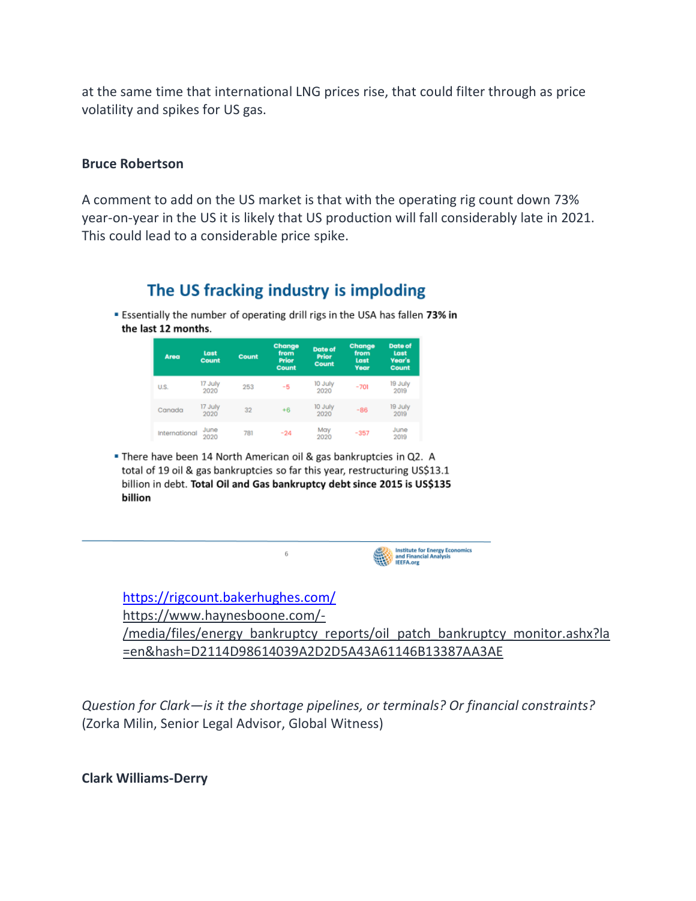at the same time that international LNG prices rise, that could filter through as price volatility and spikes for US gas.

**Bruce Robertson**

A comment to add on the US market is that with the operating rig count down 73% year-on-year in the US it is likely that US production will fall considerably late in 2021. This could lead to a considerable price spike.

## The US fracking industry is imploding

- Essentially the number of operating drill rigs in the USA has fallen **73% in the last 12 months**.

| Area | Last Count | Count | Change from Prior Count | Date of Prior Count | Change from Last Year | Date of Last Year's Count |
|---|---|---|---|---|---|---|
| U.S. | 17 July 2020 | 253 | -5 | 10 July 2020 | -701 | 19 July 2019 |
| Canada | 17 July 2020 | 32 | +6 | 10 July 2020 | -86 | 19 July 2019 |
| International | June 2020 | 781 | -24 | May 2020 | -357 | June 2019 |

- There have been 14 North American oil & gas bankruptcies in Q2. A total of 19 oil & gas bankruptcies so far this year, restructuring US$13.1 billion in debt. **Total Oil and Gas bankruptcy debt since 2015 is US$135 billion**

Institute for Energy Economics and Financial Analysis IEEFA.org

https://rigcount.bakerhughes.com/
https://www.haynesboone.com/-/media/files/energy_bankruptcy_reports/oil_patch_bankruptcy_monitor.ashx?la=en&hash=D2114D98614039A2D2D5A43A61146B13387AA3AE

*Question for Clark—is it the shortage pipelines, or terminals? Or financial constraints?* (Zorka Milin, Senior Legal Advisor, Global Witness)

**Clark Williams-Derry**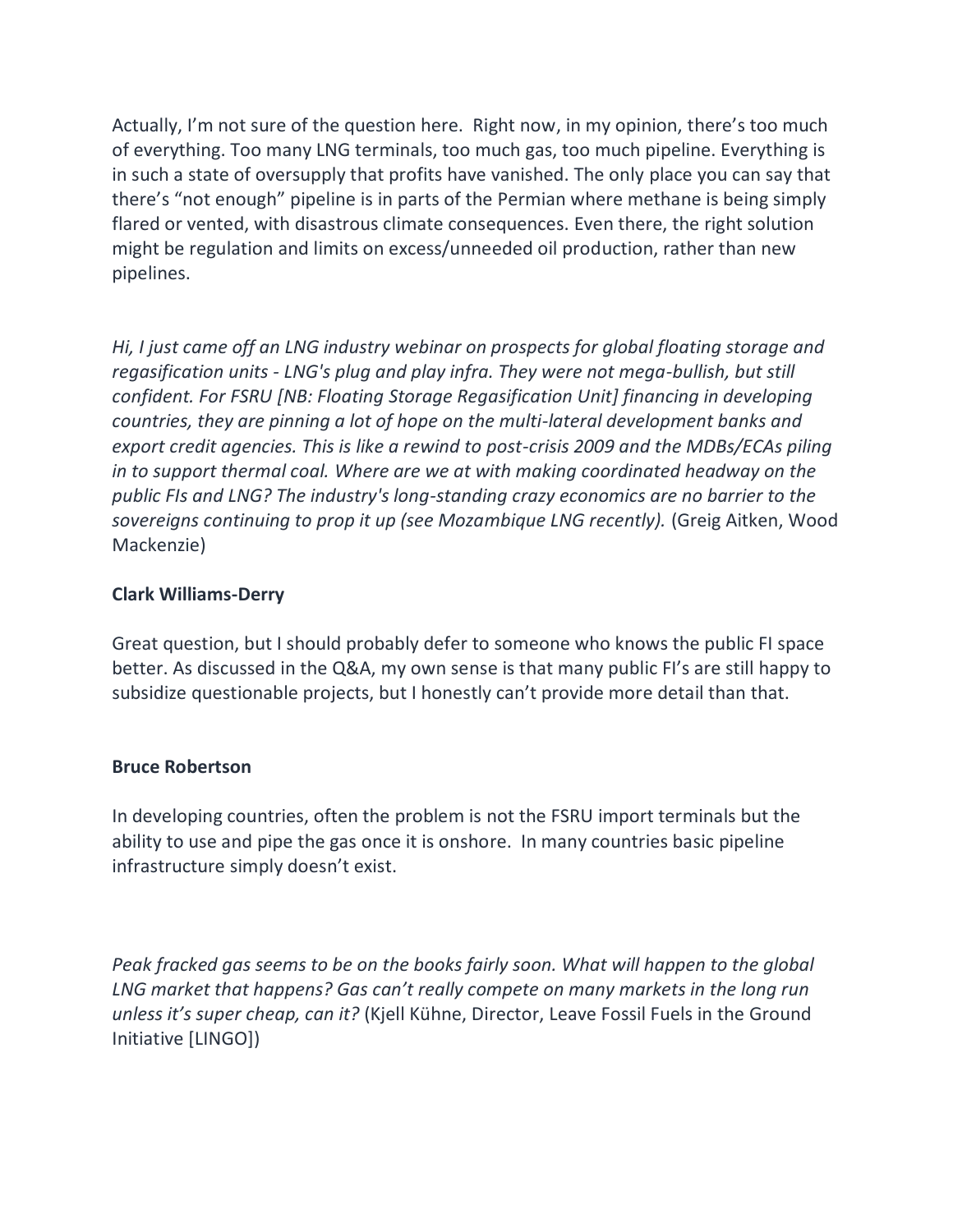Actually, I'm not sure of the question here. Right now, in my opinion, there's too much of everything. Too many LNG terminals, too much gas, too much pipeline. Everything is in such a state of oversupply that profits have vanished. The only place you can say that there's "not enough" pipeline is in parts of the Permian where methane is being simply flared or vented, with disastrous climate consequences. Even there, the right solution might be regulation and limits on excess/unneeded oil production, rather than new pipelines.

*Hi, I just came off an LNG industry webinar on prospects for global floating storage and regasification units - LNG's plug and play infra. They were not mega-bullish, but still confident. For FSRU [NB: Floating Storage Regasification Unit] financing in developing countries, they are pinning a lot of hope on the multi-lateral development banks and export credit agencies. This is like a rewind to post-crisis 2009 and the MDBs/ECAs piling in to support thermal coal. Where are we at with making coordinated headway on the public FIs and LNG? The industry's long-standing crazy economics are no barrier to the sovereigns continuing to prop it up (see Mozambique LNG recently).* (Greig Aitken, Wood Mackenzie)

**Clark Williams-Derry**

Great question, but I should probably defer to someone who knows the public FI space better. As discussed in the Q&A, my own sense is that many public FI's are still happy to subsidize questionable projects, but I honestly can't provide more detail than that.

**Bruce Robertson**

In developing countries, often the problem is not the FSRU import terminals but the ability to use and pipe the gas once it is onshore. In many countries basic pipeline infrastructure simply doesn't exist.

*Peak fracked gas seems to be on the books fairly soon. What will happen to the global LNG market that happens? Gas can't really compete on many markets in the long run unless it's super cheap, can it?* (Kjell Kühne, Director, Leave Fossil Fuels in the Ground Initiative [LINGO])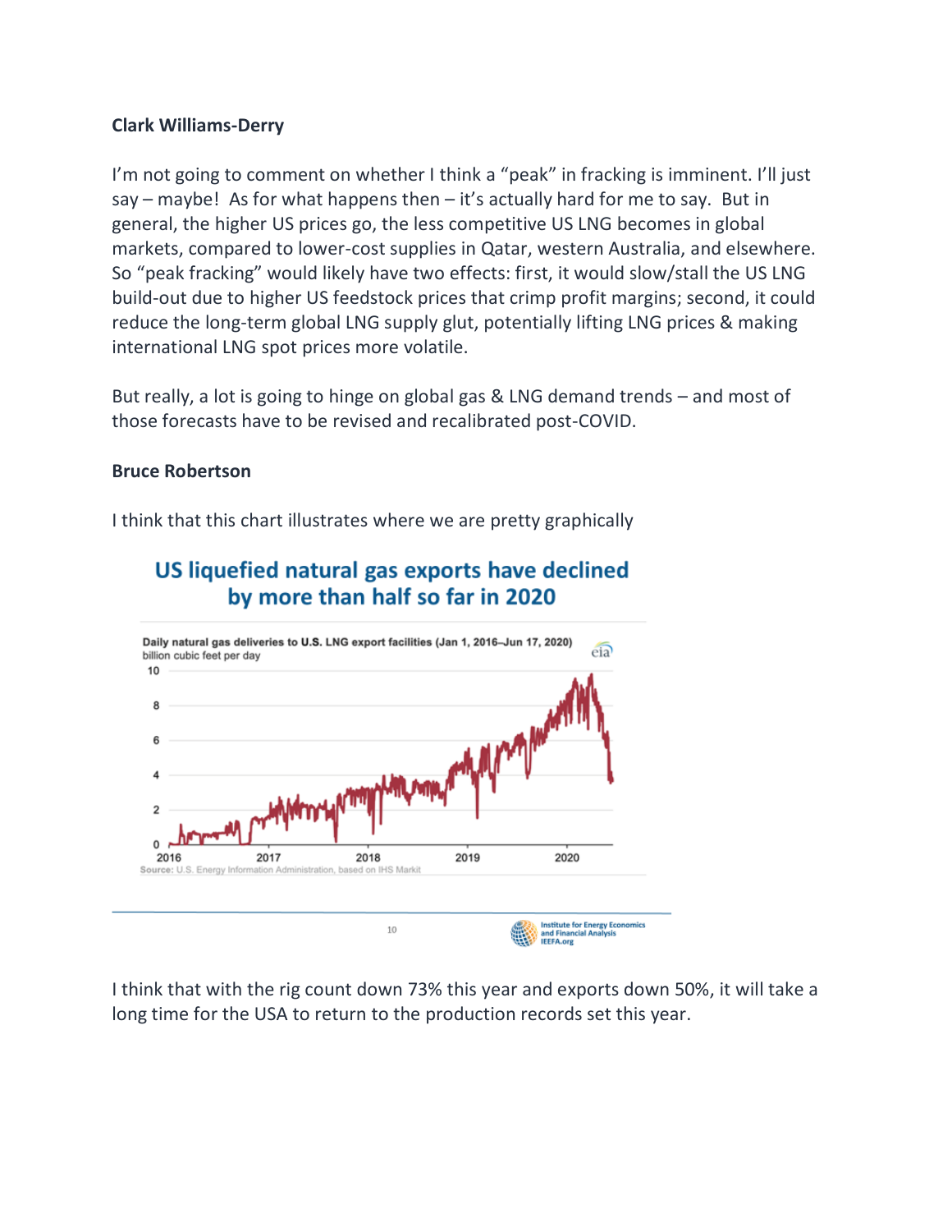**Clark Williams-Derry**

I'm not going to comment on whether I think a "peak" in fracking is imminent. I'll just say – maybe! As for what happens then – it's actually hard for me to say. But in general, the higher US prices go, the less competitive US LNG becomes in global markets, compared to lower-cost supplies in Qatar, western Australia, and elsewhere. So "peak fracking" would likely have two effects: first, it would slow/stall the US LNG build-out due to higher US feedstock prices that crimp profit margins; second, it could reduce the long-term global LNG supply glut, potentially lifting LNG prices & making international LNG spot prices more volatile.

But really, a lot is going to hinge on global gas & LNG demand trends – and most of those forecasts have to be revised and recalibrated post-COVID.

**Bruce Robertson**

I think that this chart illustrates where we are pretty graphically

**US liquefied natural gas exports have declined by more than half so far in 2020**

Daily natural gas deliveries to U.S. LNG export facilities (Jan 1, 2016–Jun 17, 2020)
billion cubic feet per day

Source: U.S. Energy Information Administration, based on IHS Markit

I think that with the rig count down 73% this year and exports down 50%, it will take a long time for the USA to return to the production records set this year.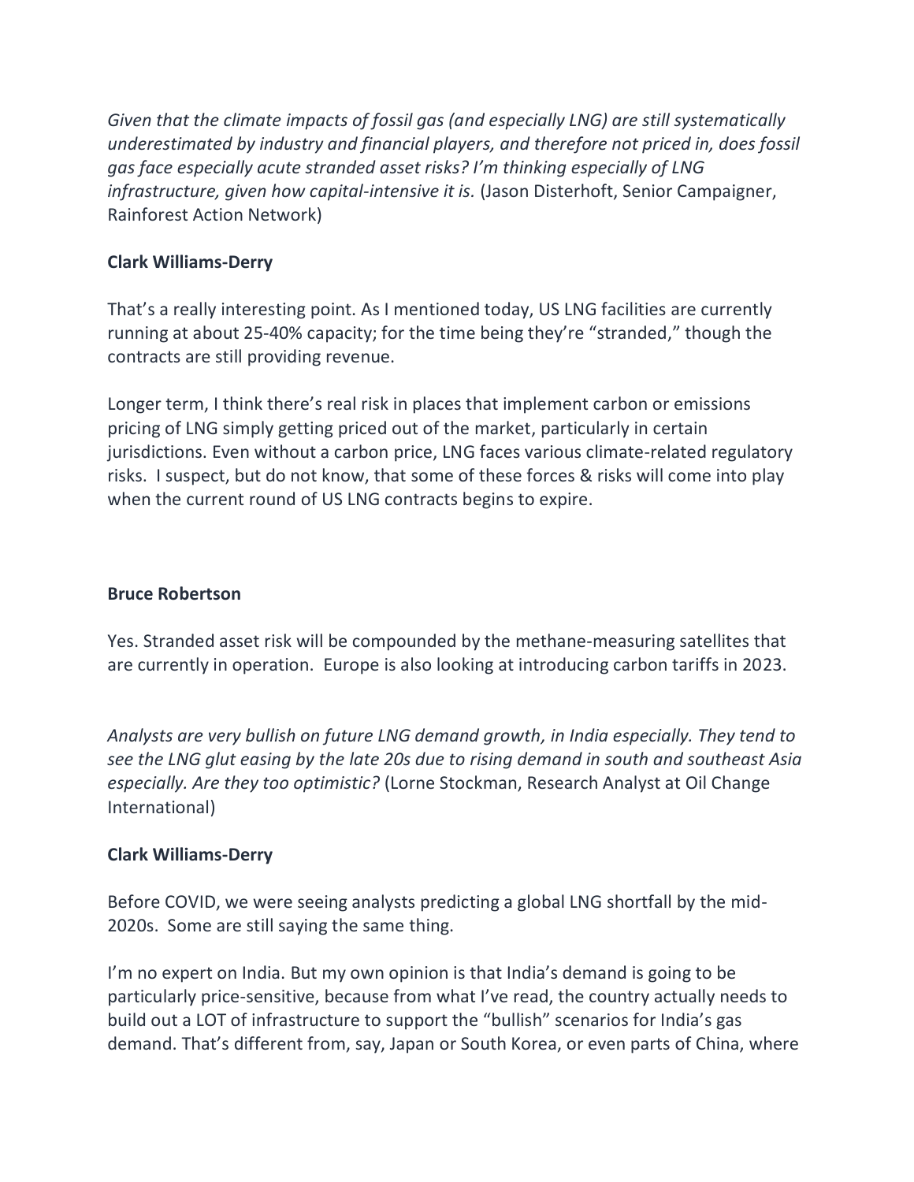*Given that the climate impacts of fossil gas (and especially LNG) are still systematically underestimated by industry and financial players, and therefore not priced in, does fossil gas face especially acute stranded asset risks? I'm thinking especially of LNG infrastructure, given how capital-intensive it is.* (Jason Disterhoft, Senior Campaigner, Rainforest Action Network)

**Clark Williams-Derry**

That's a really interesting point. As I mentioned today, US LNG facilities are currently running at about 25-40% capacity; for the time being they're "stranded," though the contracts are still providing revenue.

Longer term, I think there's real risk in places that implement carbon or emissions pricing of LNG simply getting priced out of the market, particularly in certain jurisdictions. Even without a carbon price, LNG faces various climate-related regulatory risks. I suspect, but do not know, that some of these forces & risks will come into play when the current round of US LNG contracts begins to expire.

**Bruce Robertson**

Yes. Stranded asset risk will be compounded by the methane-measuring satellites that are currently in operation. Europe is also looking at introducing carbon tariffs in 2023.

*Analysts are very bullish on future LNG demand growth, in India especially. They tend to see the LNG glut easing by the late 20s due to rising demand in south and southeast Asia especially. Are they too optimistic?* (Lorne Stockman, Research Analyst at Oil Change International)

**Clark Williams-Derry**

Before COVID, we were seeing analysts predicting a global LNG shortfall by the mid-2020s. Some are still saying the same thing.

I'm no expert on India. But my own opinion is that India's demand is going to be particularly price-sensitive, because from what I've read, the country actually needs to build out a LOT of infrastructure to support the "bullish" scenarios for India's gas demand. That's different from, say, Japan or South Korea, or even parts of China, where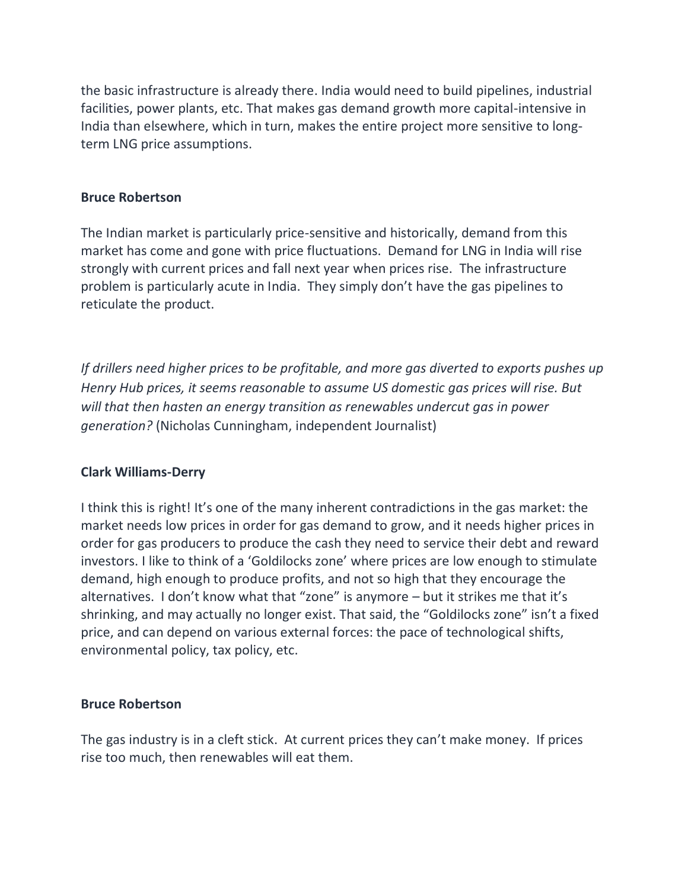the basic infrastructure is already there. India would need to build pipelines, industrial facilities, power plants, etc. That makes gas demand growth more capital-intensive in India than elsewhere, which in turn, makes the entire project more sensitive to long-term LNG price assumptions.

**Bruce Robertson**

The Indian market is particularly price-sensitive and historically, demand from this market has come and gone with price fluctuations. Demand for LNG in India will rise strongly with current prices and fall next year when prices rise. The infrastructure problem is particularly acute in India. They simply don't have the gas pipelines to reticulate the product.

*If drillers need higher prices to be profitable, and more gas diverted to exports pushes up Henry Hub prices, it seems reasonable to assume US domestic gas prices will rise. But will that then hasten an energy transition as renewables undercut gas in power generation?* (Nicholas Cunningham, independent Journalist)

**Clark Williams-Derry**

I think this is right! It's one of the many inherent contradictions in the gas market: the market needs low prices in order for gas demand to grow, and it needs higher prices in order for gas producers to produce the cash they need to service their debt and reward investors. I like to think of a 'Goldilocks zone' where prices are low enough to stimulate demand, high enough to produce profits, and not so high that they encourage the alternatives. I don't know what that "zone" is anymore – but it strikes me that it's shrinking, and may actually no longer exist. That said, the "Goldilocks zone" isn't a fixed price, and can depend on various external forces: the pace of technological shifts, environmental policy, tax policy, etc.

**Bruce Robertson**

The gas industry is in a cleft stick. At current prices they can't make money. If prices rise too much, then renewables will eat them.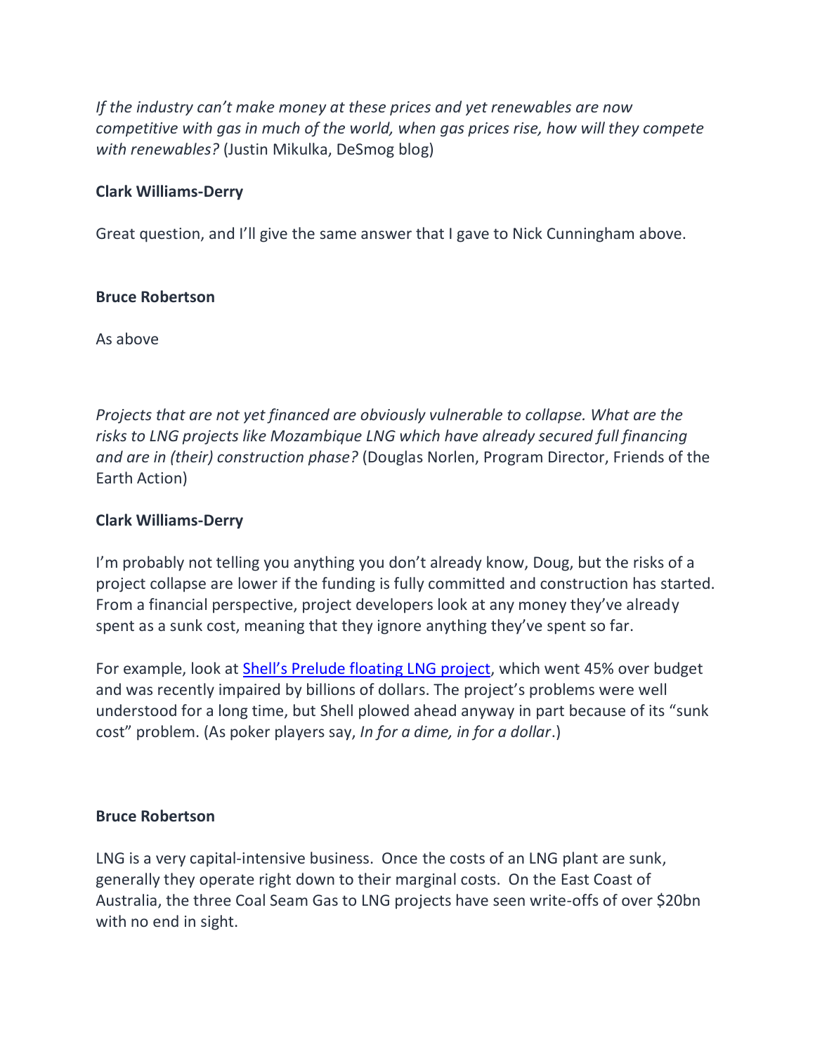*If the industry can't make money at these prices and yet renewables are now competitive with gas in much of the world, when gas prices rise, how will they compete with renewables?* (Justin Mikulka, DeSmog blog)

**Clark Williams-Derry**

Great question, and I'll give the same answer that I gave to Nick Cunningham above.

**Bruce Robertson**

As above

*Projects that are not yet financed are obviously vulnerable to collapse. What are the risks to LNG projects like Mozambique LNG which have already secured full financing and are in (their) construction phase?* (Douglas Norlen, Program Director, Friends of the Earth Action)

**Clark Williams-Derry**

I'm probably not telling you anything you don't already know, Doug, but the risks of a project collapse are lower if the funding is fully committed and construction has started. From a financial perspective, project developers look at any money they've already spent as a sunk cost, meaning that they ignore anything they've spent so far.

For example, look at Shell's Prelude floating LNG project, which went 45% over budget and was recently impaired by billions of dollars. The project's problems were well understood for a long time, but Shell plowed ahead anyway in part because of its "sunk cost" problem. (As poker players say, *In for a dime, in for a dollar*.)

**Bruce Robertson**

LNG is a very capital-intensive business. Once the costs of an LNG plant are sunk, generally they operate right down to their marginal costs. On the East Coast of Australia, the three Coal Seam Gas to LNG projects have seen write-offs of over $20bn with no end in sight.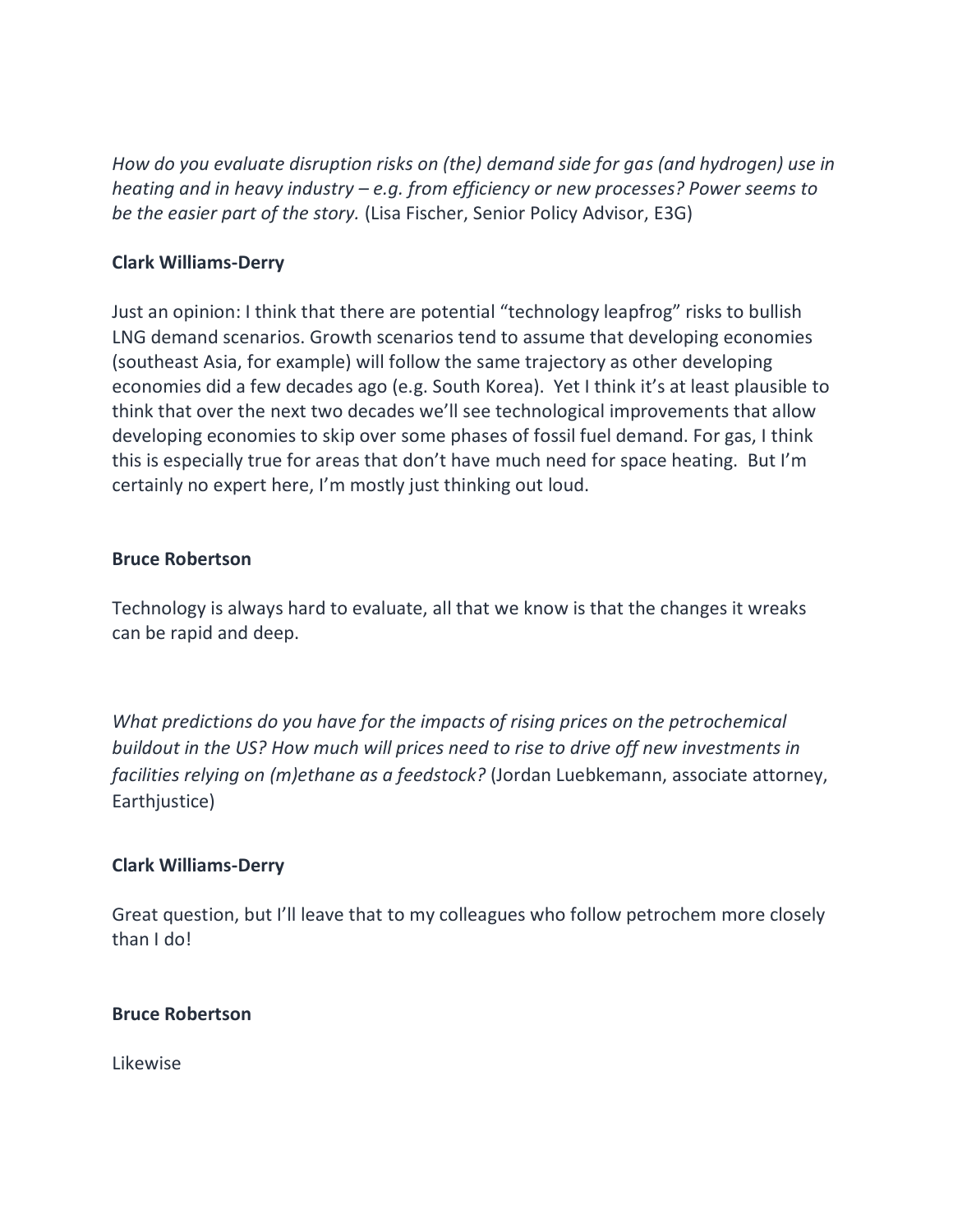*How do you evaluate disruption risks on (the) demand side for gas (and hydrogen) use in heating and in heavy industry – e.g. from efficiency or new processes? Power seems to be the easier part of the story.* (Lisa Fischer, Senior Policy Advisor, E3G)

**Clark Williams-Derry**

Just an opinion: I think that there are potential "technology leapfrog" risks to bullish LNG demand scenarios. Growth scenarios tend to assume that developing economies (southeast Asia, for example) will follow the same trajectory as other developing economies did a few decades ago (e.g. South Korea). Yet I think it's at least plausible to think that over the next two decades we'll see technological improvements that allow developing economies to skip over some phases of fossil fuel demand. For gas, I think this is especially true for areas that don't have much need for space heating. But I'm certainly no expert here, I'm mostly just thinking out loud.

**Bruce Robertson**

Technology is always hard to evaluate, all that we know is that the changes it wreaks can be rapid and deep.

*What predictions do you have for the impacts of rising prices on the petrochemical buildout in the US? How much will prices need to rise to drive off new investments in facilities relying on (m)ethane as a feedstock?* (Jordan Luebkemann, associate attorney, Earthjustice)

**Clark Williams-Derry**

Great question, but I'll leave that to my colleagues who follow petrochem more closely than I do!

**Bruce Robertson**

Likewise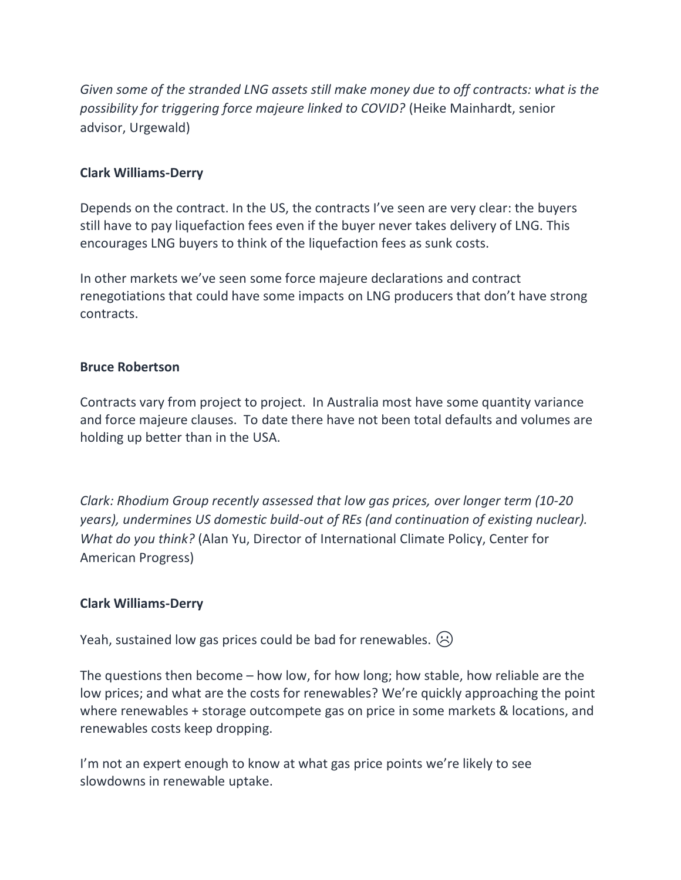*Given some of the stranded LNG assets still make money due to off contracts: what is the possibility for triggering force majeure linked to COVID?* (Heike Mainhardt, senior advisor, Urgewald)

**Clark Williams-Derry**

Depends on the contract. In the US, the contracts I've seen are very clear: the buyers still have to pay liquefaction fees even if the buyer never takes delivery of LNG. This encourages LNG buyers to think of the liquefaction fees as sunk costs.

In other markets we've seen some force majeure declarations and contract renegotiations that could have some impacts on LNG producers that don't have strong contracts.

**Bruce Robertson**

Contracts vary from project to project. In Australia most have some quantity variance and force majeure clauses. To date there have not been total defaults and volumes are holding up better than in the USA.

*Clark: Rhodium Group recently assessed that low gas prices, over longer term (10-20 years), undermines US domestic build-out of REs (and continuation of existing nuclear). What do you think?* (Alan Yu, Director of International Climate Policy, Center for American Progress)

**Clark Williams-Derry**

Yeah, sustained low gas prices could be bad for renewables. ☹

The questions then become – how low, for how long; how stable, how reliable are the low prices; and what are the costs for renewables? We're quickly approaching the point where renewables + storage outcompete gas on price in some markets & locations, and renewables costs keep dropping.

I'm not an expert enough to know at what gas price points we're likely to see slowdowns in renewable uptake.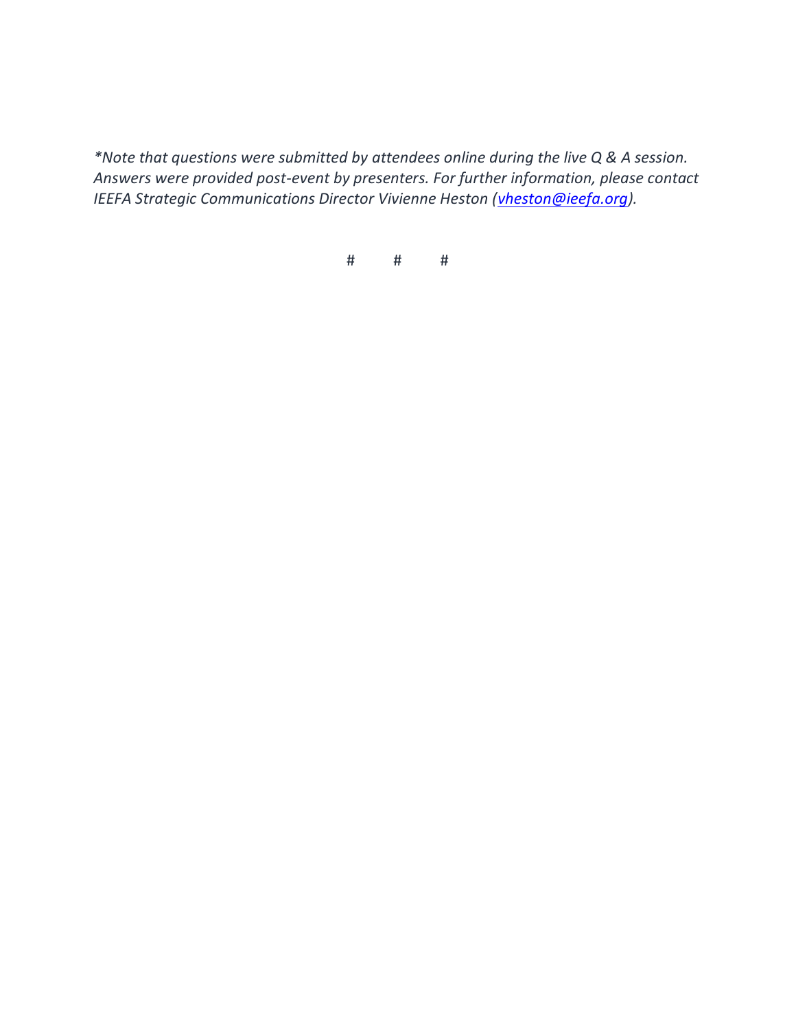*\*Note that questions were submitted by attendees online during the live Q & A session. Answers were provided post-event by presenters. For further information, please contact IEEFA Strategic Communications Director Vivienne Heston ([vheston@ieefa.org](mailto:vheston@ieefa.org)).*

\# # #